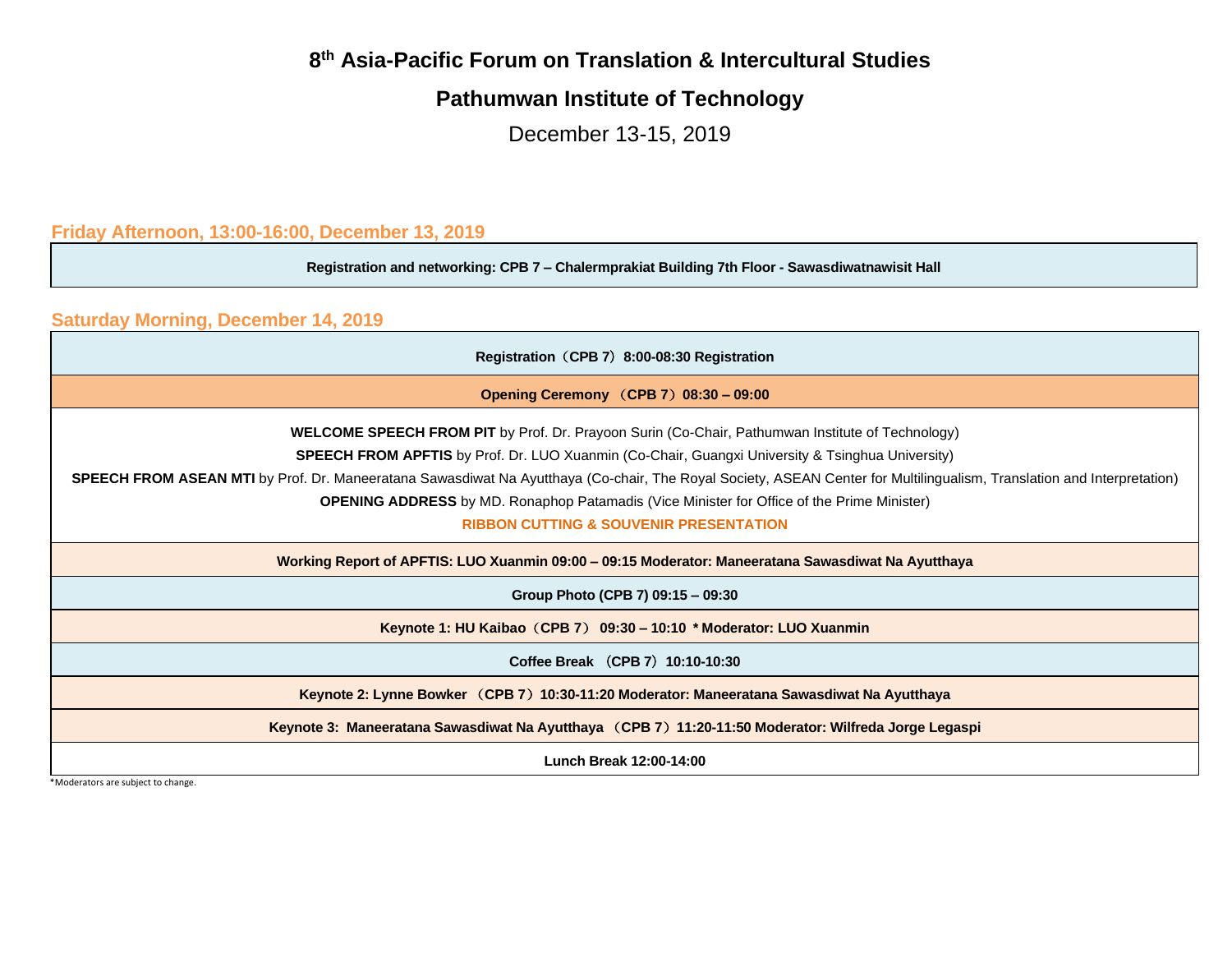# 8th Asia-Pacific Forum on Translation & Intercultural Studies

## Pathumwan Institute of Technology

December 13-15, 2019

### Friday Afternoon, 13:00-16:00, December 13, 2019

| **Registration and networking: CPB 7 – Chalermprakiat Building 7th Floor - Sawasdiwatnawisit Hall** |
| --- |

### Saturday Morning, December 14, 2019

| **Registration（CPB 7）8:00-08:30 Registration** |
| --- |
| **Opening Ceremony （CPB 7）08:30 – 09:00** |
| **WELCOME SPEECH FROM PIT** by Prof. Dr. Prayoon Surin (Co-Chair, Pathumwan Institute of Technology)<br>**SPEECH FROM APFTIS** by Prof. Dr. LUO Xuanmin (Co-Chair, Guangxi University & Tsinghua University)<br>**SPEECH FROM ASEAN MTI** by Prof. Dr. Maneeratana Sawasdiwat Na Ayutthaya (Co-chair, The Royal Society, ASEAN Center for Multilingualism, Translation and Interpretation)<br>**OPENING ADDRESS** by MD. Ronaphop Patamadis (Vice Minister for Office of the Prime Minister)<br>**RIBBON CUTTING & SOUVENIR PRESENTATION** |
| **Working Report of APFTIS: LUO Xuanmin 09:00 – 09:15 Moderator: Maneeratana Sawasdiwat Na Ayutthaya** |
| **Group Photo (CPB 7) 09:15 – 09:30** |
| **Keynote 1: HU Kaibao（CPB 7） 09:30 – 10:10 \* Moderator: LUO Xuanmin** |
| **Coffee Break （CPB 7）10:10-10:30** |
| **Keynote 2: Lynne Bowker （CPB 7）10:30-11:20 Moderator: Maneeratana Sawasdiwat Na Ayutthaya** |
| **Keynote 3: Maneeratana Sawasdiwat Na Ayutthaya （CPB 7）11:20-11:50 Moderator: Wilfreda Jorge Legaspi** |
| **Lunch Break 12:00-14:00** |

*Moderators are subject to change.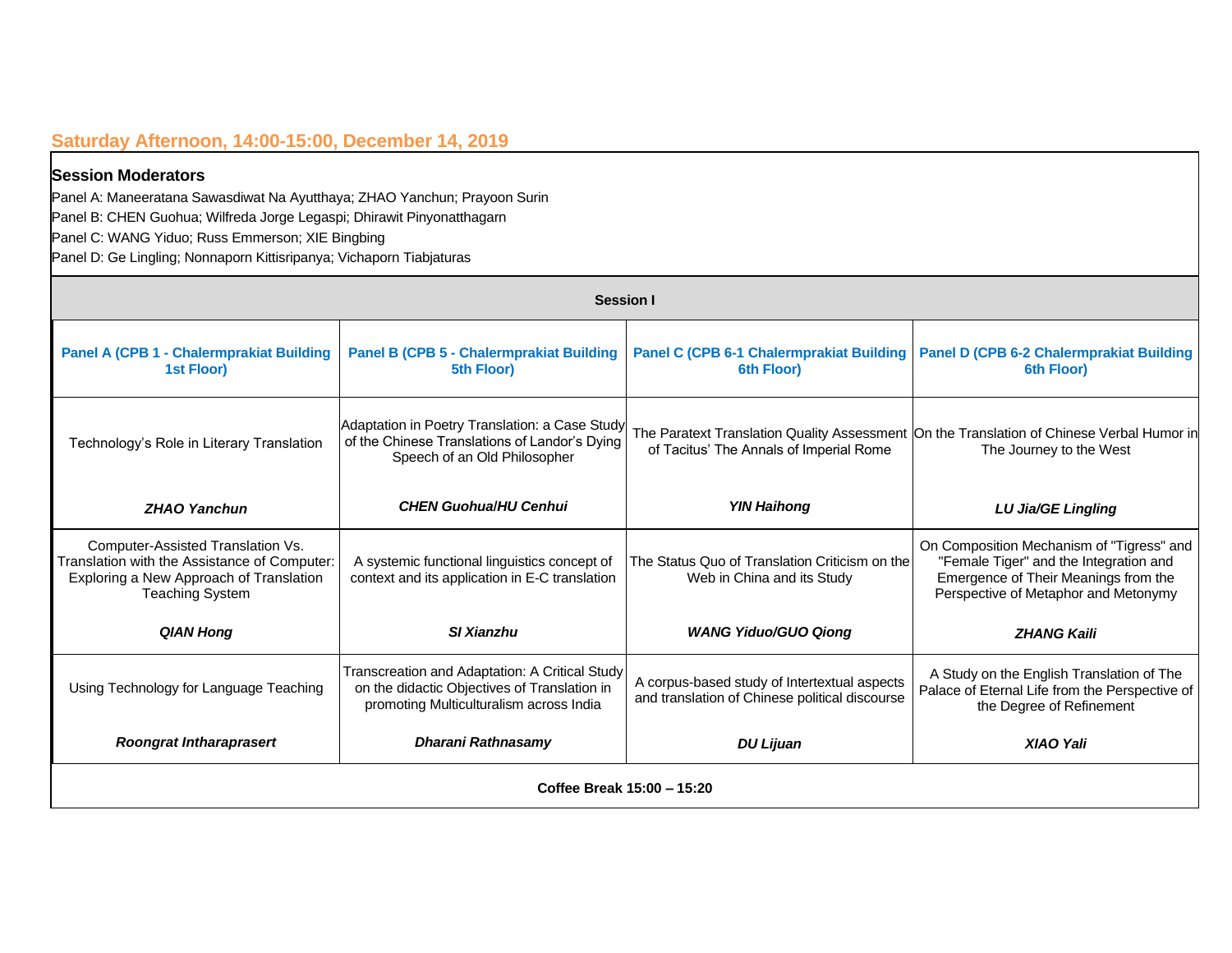## Saturday Afternoon, 14:00-15:00, December 14, 2019

**Session Moderators**

Panel A: Maneeratana Sawasdiwat Na Ayutthaya; ZHAO Yanchun; Prayoon Surin

Panel B: CHEN Guohua; Wilfreda Jorge Legaspi; Dhirawit Pinyonatthagarn

Panel C: WANG Yiduo; Russ Emmerson; XIE Bingbing

Panel D: Ge Lingling; Nonnaporn Kittisripanya; Vichaporn Tiabjaturas

| Session I | | | |
|---|---|---|---|
| **Panel A (CPB 1 - Chalermprakiat Building 1st Floor)** | **Panel B (CPB 5 - Chalermprakiat Building 5th Floor)** | **Panel C (CPB 6-1 Chalermprakiat Building 6th Floor)** | **Panel D (CPB 6-2 Chalermprakiat Building 6th Floor)** |
| Technology's Role in Literary Translation<br><br>***ZHAO Yanchun*** | Adaptation in Poetry Translation: a Case Study of the Chinese Translations of Landor's Dying Speech of an Old Philosopher<br><br>***CHEN Guohua/HU Cenhui*** | The Paratext Translation Quality Assessment of Tacitus' The Annals of Imperial Rome<br><br>***YIN Haihong*** | On the Translation of Chinese Verbal Humor in The Journey to the West<br><br>***LU Jia/GE Lingling*** |
| Computer-Assisted Translation Vs. Translation with the Assistance of Computer: Exploring a New Approach of Translation Teaching System<br><br>***QIAN Hong*** | A systemic functional linguistics concept of context and its application in E-C translation<br><br>***SI Xianzhu*** | The Status Quo of Translation Criticism on the Web in China and its Study<br><br>***WANG Yiduo/GUO Qiong*** | On Composition Mechanism of "Tigress" and "Female Tiger" and the Integration and Emergence of Their Meanings from the Perspective of Metaphor and Metonymy<br><br>***ZHANG Kaili*** |
| Using Technology for Language Teaching<br><br>***Roongrat Intharaprasert*** | Transcreation and Adaptation: A Critical Study on the didactic Objectives of Translation in promoting Multiculturalism across India<br><br>***Dharani Rathnasamy*** | A corpus-based study of Intertextual aspects and translation of Chinese political discourse<br><br>***DU Lijuan*** | A Study on the English Translation of The Palace of Eternal Life from the Perspective of the Degree of Refinement<br><br>***XIAO Yali*** |
| **Coffee Break 15:00 – 15:20** | | | |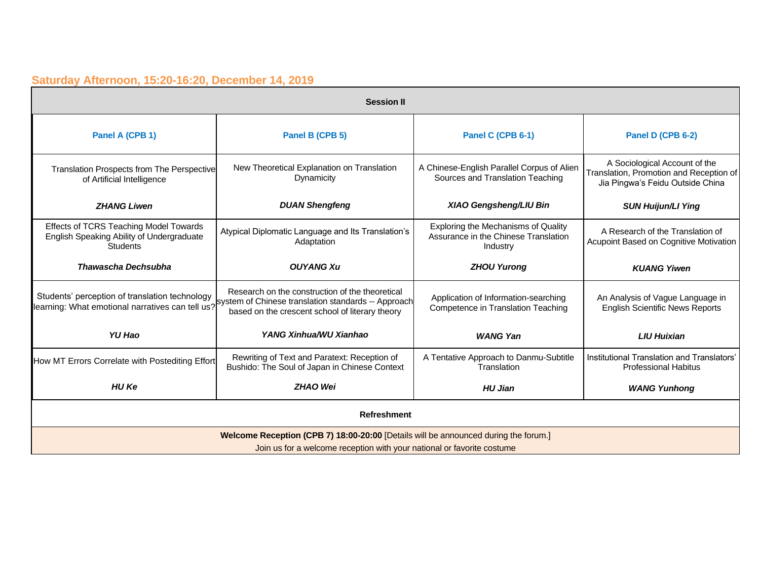## Saturday Afternoon, 15:20-16:20, December 14, 2019

| Session II | | | |
|---|---|---|---|
| **Panel A (CPB 1)** | **Panel B (CPB 5)** | **Panel C (CPB 6-1)** | **Panel D (CPB 6-2)** |
| Translation Prospects from The Perspective of Artificial Intelligence<br><br>***ZHANG Liwen*** | New Theoretical Explanation on Translation Dynamicity<br><br>***DUAN Shengfeng*** | A Chinese-English Parallel Corpus of Alien Sources and Translation Teaching<br><br>***XIAO Gengsheng/LIU Bin*** | A Sociological Account of the Translation, Promotion and Reception of Jia Pingwa's Feidu Outside China<br><br>***SUN Huijun/LI Ying*** |
| Effects of TCRS Teaching Model Towards English Speaking Ability of Undergraduate Students<br><br>***Thawascha Dechsubha*** | Atypical Diplomatic Language and Its Translation's Adaptation<br><br>***OUYANG Xu*** | Exploring the Mechanisms of Quality Assurance in the Chinese Translation Industry<br><br>***ZHOU Yurong*** | A Research of the Translation of Acupoint Based on Cognitive Motivation<br><br>***KUANG Yiwen*** |
| Students' perception of translation technology learning: What emotional narratives can tell us?<br><br>***YU Hao*** | Research on the construction of the theoretical system of Chinese translation standards -- Approach based on the crescent school of literary theory<br><br>***YANG Xinhua/WU Xianhao*** | Application of Information-searching Competence in Translation Teaching<br><br>***WANG Yan*** | An Analysis of Vague Language in English Scientific News Reports<br><br>***LIU Huixian*** |
| How MT Errors Correlate with Postediting Effort<br><br>***HU Ke*** | Rewriting of Text and Paratext: Reception of Bushido: The Soul of Japan in Chinese Context<br><br>***ZHAO Wei*** | A Tentative Approach to Danmu-Subtitle Translation<br><br>***HU Jian*** | Institutional Translation and Translators' Professional Habitus<br><br>***WANG Yunhong*** |
| **Refreshment** | | | |
| **Welcome Reception (CPB 7) 18:00-20:00** [Details will be announced during the forum.]<br>Join us for a welcome reception with your national or favorite costume | | | |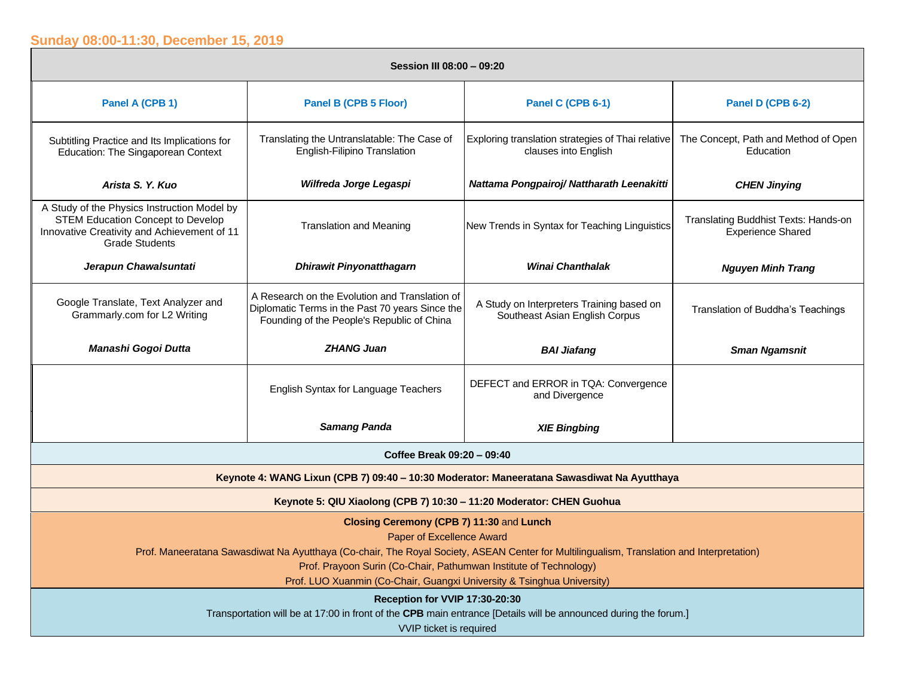## Sunday 08:00-11:30, December 15, 2019

| Session III 08:00 – 09:20 | | | |
|---|---|---|---|
| **Panel A (CPB 1)** | **Panel B (CPB 5 Floor)** | **Panel C (CPB 6-1)** | **Panel D (CPB 6-2)** |
| Subtitling Practice and Its Implications for Education: The Singaporean Context<br><br>***Arista S. Y. Kuo*** | Translating the Untranslatable: The Case of English-Filipino Translation<br><br>***Wilfreda Jorge Legaspi*** | Exploring translation strategies of Thai relative clauses into English<br><br>***Nattama Pongpairoj/ Nattharath Leenakitti*** | The Concept, Path and Method of Open Education<br><br>***CHEN Jinying*** |
| A Study of the Physics Instruction Model by STEM Education Concept to Develop Innovative Creativity and Achievement of 11 Grade Students<br><br>***Jerapun Chawalsuntati*** | Translation and Meaning<br><br>***Dhirawit Pinyonatthagarn*** | New Trends in Syntax for Teaching Linguistics<br><br>***Winai Chanthalak*** | Translating Buddhist Texts: Hands-on Experience Shared<br><br>***Nguyen Minh Trang*** |
| Google Translate, Text Analyzer and Grammarly.com for L2 Writing<br><br>***Manashi Gogoi Dutta*** | A Research on the Evolution and Translation of Diplomatic Terms in the Past 70 years Since the Founding of the People's Republic of China<br><br>***ZHANG Juan*** | A Study on Interpreters Training based on Southeast Asian English Corpus<br><br>***BAI Jiafang*** | Translation of Buddha's Teachings<br><br>***Sman Ngamsnit*** |
| | English Syntax for Language Teachers<br><br>***Samang Panda*** | DEFECT and ERROR in TQA: Convergence and Divergence<br><br>***XIE Bingbing*** | |

**Coffee Break 09:20 – 09:40**

**Keynote 4: WANG Lixun (CPB 7) 09:40 – 10:30 Moderator: Maneeratana Sawasdiwat Na Ayutthaya**

**Keynote 5: QIU Xiaolong (CPB 7) 10:30 – 11:20 Moderator: CHEN Guohua**

**Closing Ceremony (CPB 7) 11:30** and **Lunch**

Paper of Excellence Award

Prof. Maneeratana Sawasdiwat Na Ayutthaya (Co-chair, The Royal Society, ASEAN Center for Multilingualism, Translation and Interpretation)

Prof. Prayoon Surin (Co-Chair, Pathumwan Institute of Technology)

Prof. LUO Xuanmin (Co-Chair, Guangxi University & Tsinghua University)

**Reception for VVIP 17:30-20:30**

Transportation will be at 17:00 in front of the **CPB** main entrance [Details will be announced during the forum.]

VVIP ticket is required